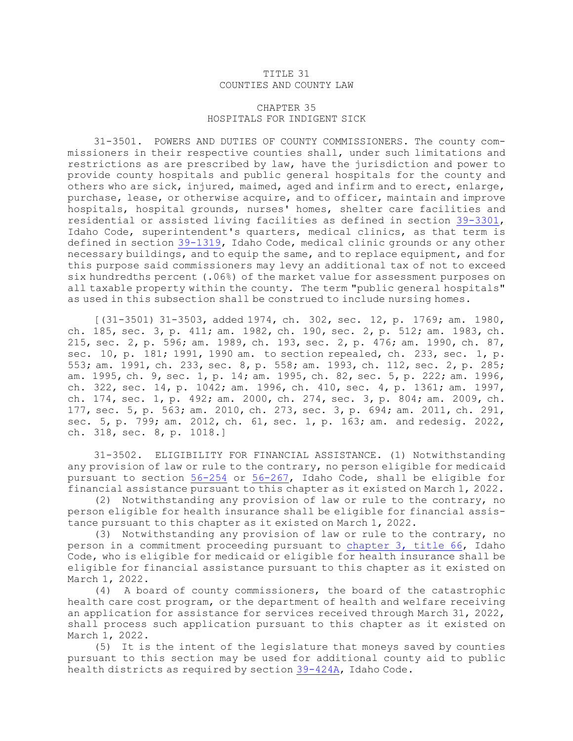# TITLE 31
# COUNTIES AND COUNTY LAW

## CHAPTER 35
## HOSPITALS FOR INDIGENT SICK

31-3501. POWERS AND DUTIES OF COUNTY COMMISSIONERS. The county commissioners in their respective counties shall, under such limitations and restrictions as are prescribed by law, have the jurisdiction and power to provide county hospitals and public general hospitals for the county and others who are sick, injured, maimed, aged and infirm and to erect, enlarge, purchase, lease, or otherwise acquire, and to officer, maintain and improve hospitals, hospital grounds, nurses' homes, shelter care facilities and residential or assisted living facilities as defined in section 39-3301, Idaho Code, superintendent's quarters, medical clinics, as that term is defined in section 39-1319, Idaho Code, medical clinic grounds or any other necessary buildings, and to equip the same, and to replace equipment, and for this purpose said commissioners may levy an additional tax of not to exceed six hundredths percent (.06%) of the market value for assessment purposes on all taxable property within the county. The term "public general hospitals" as used in this subsection shall be construed to include nursing homes.

[(31-3501) 31-3503, added 1974, ch. 302, sec. 12, p. 1769; am. 1980, ch. 185, sec. 3, p. 411; am. 1982, ch. 190, sec. 2, p. 512; am. 1983, ch. 215, sec. 2, p. 596; am. 1989, ch. 193, sec. 2, p. 476; am. 1990, ch. 87, sec. 10, p. 181; 1991, 1990 am. to section repealed, ch. 233, sec. 1, p. 553; am. 1991, ch. 233, sec. 8, p. 558; am. 1993, ch. 112, sec. 2, p. 285; am. 1995, ch. 9, sec. 1, p. 14; am. 1995, ch. 82, sec. 5, p. 222; am. 1996, ch. 322, sec. 14, p. 1042; am. 1996, ch. 410, sec. 4, p. 1361; am. 1997, ch. 174, sec. 1, p. 492; am. 2000, ch. 274, sec. 3, p. 804; am. 2009, ch. 177, sec. 5, p. 563; am. 2010, ch. 273, sec. 3, p. 694; am. 2011, ch. 291, sec. 5, p. 799; am. 2012, ch. 61, sec. 1, p. 163; am. and redesig. 2022, ch. 318, sec. 8, p. 1018.]

31-3502. ELIGIBILITY FOR FINANCIAL ASSISTANCE. (1) Notwithstanding any provision of law or rule to the contrary, no person eligible for medicaid pursuant to section 56-254 or 56-267, Idaho Code, shall be eligible for financial assistance pursuant to this chapter as it existed on March 1, 2022.

(2) Notwithstanding any provision of law or rule to the contrary, no person eligible for health insurance shall be eligible for financial assistance pursuant to this chapter as it existed on March 1, 2022.

(3) Notwithstanding any provision of law or rule to the contrary, no person in a commitment proceeding pursuant to chapter 3, title 66, Idaho Code, who is eligible for medicaid or eligible for health insurance shall be eligible for financial assistance pursuant to this chapter as it existed on March 1, 2022.

(4) A board of county commissioners, the board of the catastrophic health care cost program, or the department of health and welfare receiving an application for assistance for services received through March 31, 2022, shall process such application pursuant to this chapter as it existed on March 1, 2022.

(5) It is the intent of the legislature that moneys saved by counties pursuant to this section may be used for additional county aid to public health districts as required by section 39-424A, Idaho Code.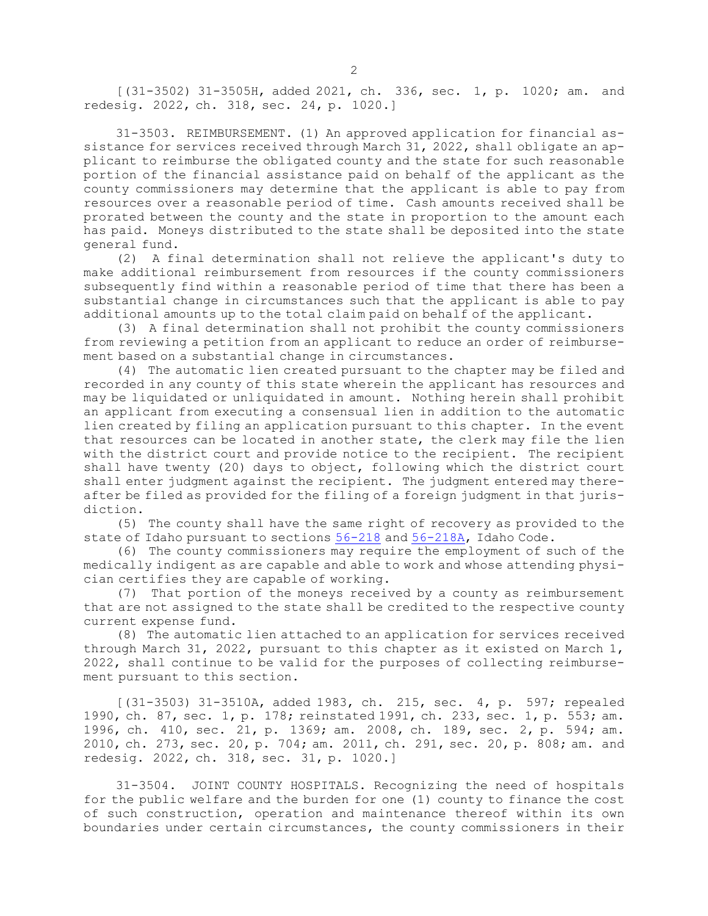[(31-3502) 31-3505H, added 2021, ch. 336, sec. 1, p. 1020; am. and redesig. 2022, ch. 318, sec. 24, p. 1020.]

31-3503. REIMBURSEMENT. (1) An approved application for financial assistance for services received through March 31, 2022, shall obligate an applicant to reimburse the obligated county and the state for such reasonable portion of the financial assistance paid on behalf of the applicant as the county commissioners may determine that the applicant is able to pay from resources over a reasonable period of time. Cash amounts received shall be prorated between the county and the state in proportion to the amount each has paid. Moneys distributed to the state shall be deposited into the state general fund.

(2) A final determination shall not relieve the applicant's duty to make additional reimbursement from resources if the county commissioners subsequently find within a reasonable period of time that there has been a substantial change in circumstances such that the applicant is able to pay additional amounts up to the total claim paid on behalf of the applicant.

(3) A final determination shall not prohibit the county commissioners from reviewing a petition from an applicant to reduce an order of reimbursement based on a substantial change in circumstances.

(4) The automatic lien created pursuant to the chapter may be filed and recorded in any county of this state wherein the applicant has resources and may be liquidated or unliquidated in amount. Nothing herein shall prohibit an applicant from executing a consensual lien in addition to the automatic lien created by filing an application pursuant to this chapter. In the event that resources can be located in another state, the clerk may file the lien with the district court and provide notice to the recipient. The recipient shall have twenty (20) days to object, following which the district court shall enter judgment against the recipient. The judgment entered may thereafter be filed as provided for the filing of a foreign judgment in that jurisdiction.

(5) The county shall have the same right of recovery as provided to the state of Idaho pursuant to sections 56-218 and 56-218A, Idaho Code.

(6) The county commissioners may require the employment of such of the medically indigent as are capable and able to work and whose attending physician certifies they are capable of working.

(7) That portion of the moneys received by a county as reimbursement that are not assigned to the state shall be credited to the respective county current expense fund.

(8) The automatic lien attached to an application for services received through March 31, 2022, pursuant to this chapter as it existed on March 1, 2022, shall continue to be valid for the purposes of collecting reimbursement pursuant to this section.

[(31-3503) 31-3510A, added 1983, ch. 215, sec. 4, p. 597; repealed 1990, ch. 87, sec. 1, p. 178; reinstated 1991, ch. 233, sec. 1, p. 553; am. 1996, ch. 410, sec. 21, p. 1369; am. 2008, ch. 189, sec. 2, p. 594; am. 2010, ch. 273, sec. 20, p. 704; am. 2011, ch. 291, sec. 20, p. 808; am. and redesig. 2022, ch. 318, sec. 31, p. 1020.]

31-3504. JOINT COUNTY HOSPITALS. Recognizing the need of hospitals for the public welfare and the burden for one (1) county to finance the cost of such construction, operation and maintenance thereof within its own boundaries under certain circumstances, the county commissioners in their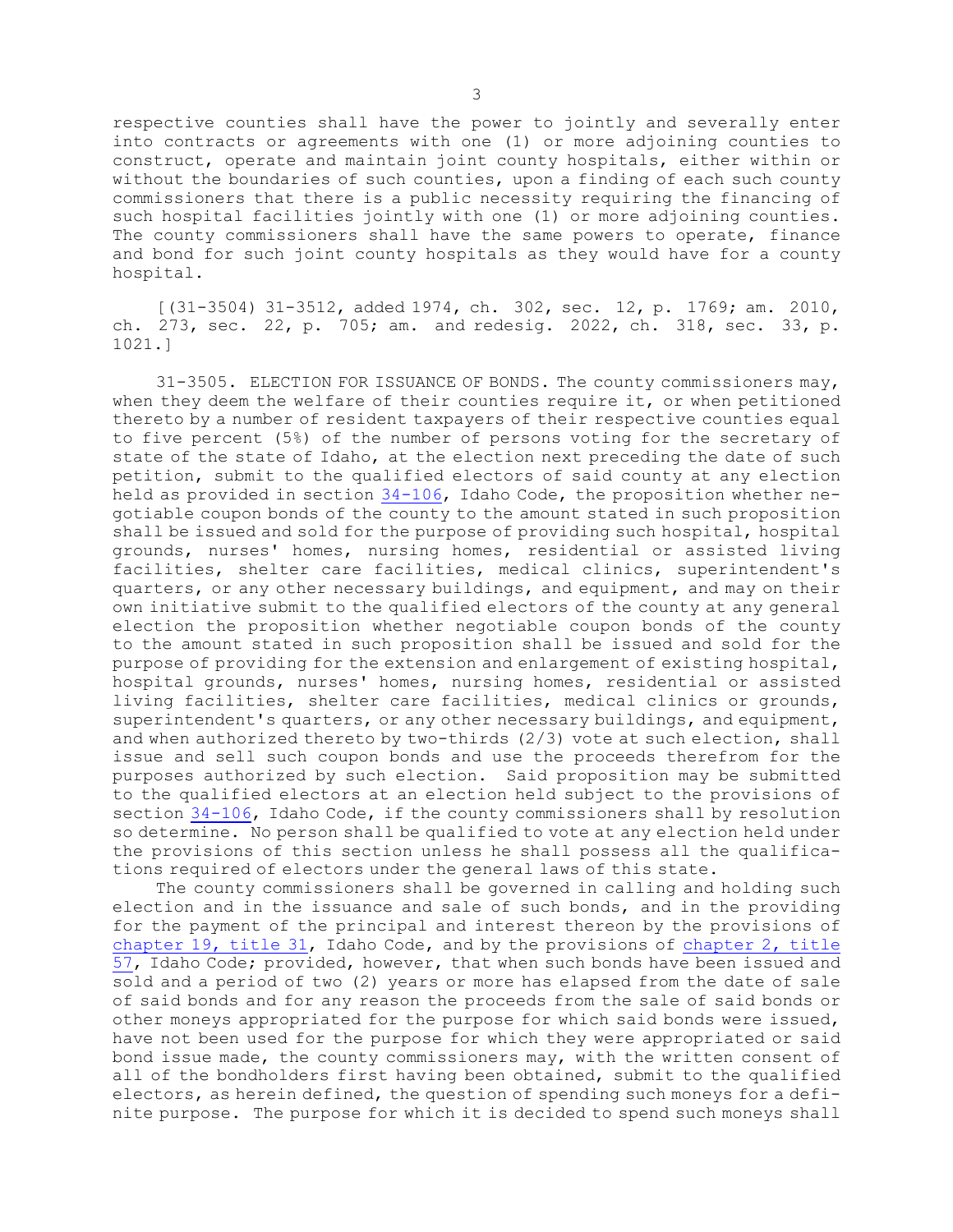respective counties shall have the power to jointly and severally enter into contracts or agreements with one (1) or more adjoining counties to construct, operate and maintain joint county hospitals, either within or without the boundaries of such counties, upon a finding of each such county commissioners that there is a public necessity requiring the financing of such hospital facilities jointly with one (1) or more adjoining counties. The county commissioners shall have the same powers to operate, finance and bond for such joint county hospitals as they would have for a county hospital.

[(31-3504) 31-3512, added 1974, ch. 302, sec. 12, p. 1769; am. 2010, ch. 273, sec. 22, p. 705; am. and redesig. 2022, ch. 318, sec. 33, p. 1021.]

31-3505. ELECTION FOR ISSUANCE OF BONDS. The county commissioners may, when they deem the welfare of their counties require it, or when petitioned thereto by a number of resident taxpayers of their respective counties equal to five percent (5%) of the number of persons voting for the secretary of state of the state of Idaho, at the election next preceding the date of such petition, submit to the qualified electors of said county at any election held as provided in section 34-106, Idaho Code, the proposition whether negotiable coupon bonds of the county to the amount stated in such proposition shall be issued and sold for the purpose of providing such hospital, hospital grounds, nurses' homes, nursing homes, residential or assisted living facilities, shelter care facilities, medical clinics, superintendent's quarters, or any other necessary buildings, and equipment, and may on their own initiative submit to the qualified electors of the county at any general election the proposition whether negotiable coupon bonds of the county to the amount stated in such proposition shall be issued and sold for the purpose of providing for the extension and enlargement of existing hospital, hospital grounds, nurses' homes, nursing homes, residential or assisted living facilities, shelter care facilities, medical clinics or grounds, superintendent's quarters, or any other necessary buildings, and equipment, and when authorized thereto by two-thirds (2/3) vote at such election, shall issue and sell such coupon bonds and use the proceeds therefrom for the purposes authorized by such election. Said proposition may be submitted to the qualified electors at an election held subject to the provisions of section 34-106, Idaho Code, if the county commissioners shall by resolution so determine. No person shall be qualified to vote at any election held under the provisions of this section unless he shall possess all the qualifications required of electors under the general laws of this state.

The county commissioners shall be governed in calling and holding such election and in the issuance and sale of such bonds, and in the providing for the payment of the principal and interest thereon by the provisions of chapter 19, title 31, Idaho Code, and by the provisions of chapter 2, title 57, Idaho Code; provided, however, that when such bonds have been issued and sold and a period of two (2) years or more has elapsed from the date of sale of said bonds and for any reason the proceeds from the sale of said bonds or other moneys appropriated for the purpose for which said bonds were issued, have not been used for the purpose for which they were appropriated or said bond issue made, the county commissioners may, with the written consent of all of the bondholders first having been obtained, submit to the qualified electors, as herein defined, the question of spending such moneys for a definite purpose. The purpose for which it is decided to spend such moneys shall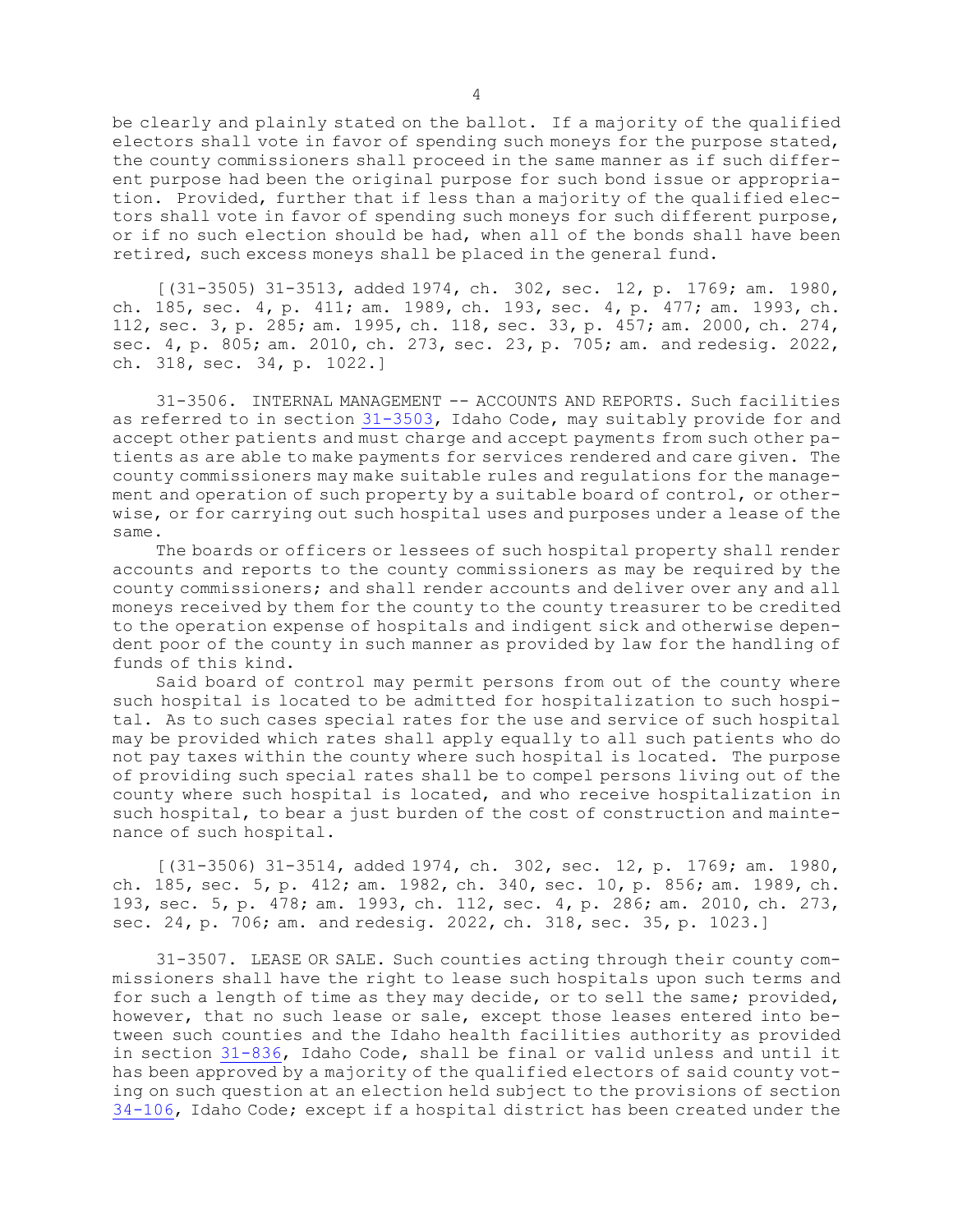be clearly and plainly stated on the ballot. If a majority of the qualified electors shall vote in favor of spending such moneys for the purpose stated, the county commissioners shall proceed in the same manner as if such different purpose had been the original purpose for such bond issue or appropriation. Provided, further that if less than a majority of the qualified electors shall vote in favor of spending such moneys for such different purpose, or if no such election should be had, when all of the bonds shall have been retired, such excess moneys shall be placed in the general fund.

[(31-3505) 31-3513, added 1974, ch. 302, sec. 12, p. 1769; am. 1980, ch. 185, sec. 4, p. 411; am. 1989, ch. 193, sec. 4, p. 477; am. 1993, ch. 112, sec. 3, p. 285; am. 1995, ch. 118, sec. 33, p. 457; am. 2000, ch. 274, sec. 4, p. 805; am. 2010, ch. 273, sec. 23, p. 705; am. and redesig. 2022, ch. 318, sec. 34, p. 1022.]

31-3506. INTERNAL MANAGEMENT -- ACCOUNTS AND REPORTS. Such facilities as referred to in section 31-3503, Idaho Code, may suitably provide for and accept other patients and must charge and accept payments from such other patients as are able to make payments for services rendered and care given. The county commissioners may make suitable rules and regulations for the management and operation of such property by a suitable board of control, or otherwise, or for carrying out such hospital uses and purposes under a lease of the same.

The boards or officers or lessees of such hospital property shall render accounts and reports to the county commissioners as may be required by the county commissioners; and shall render accounts and deliver over any and all moneys received by them for the county to the county treasurer to be credited to the operation expense of hospitals and indigent sick and otherwise dependent poor of the county in such manner as provided by law for the handling of funds of this kind.

Said board of control may permit persons from out of the county where such hospital is located to be admitted for hospitalization to such hospital. As to such cases special rates for the use and service of such hospital may be provided which rates shall apply equally to all such patients who do not pay taxes within the county where such hospital is located. The purpose of providing such special rates shall be to compel persons living out of the county where such hospital is located, and who receive hospitalization in such hospital, to bear a just burden of the cost of construction and maintenance of such hospital.

[(31-3506) 31-3514, added 1974, ch. 302, sec. 12, p. 1769; am. 1980, ch. 185, sec. 5, p. 412; am. 1982, ch. 340, sec. 10, p. 856; am. 1989, ch. 193, sec. 5, p. 478; am. 1993, ch. 112, sec. 4, p. 286; am. 2010, ch. 273, sec. 24, p. 706; am. and redesig. 2022, ch. 318, sec. 35, p. 1023.]

31-3507. LEASE OR SALE. Such counties acting through their county commissioners shall have the right to lease such hospitals upon such terms and for such a length of time as they may decide, or to sell the same; provided, however, that no such lease or sale, except those leases entered into between such counties and the Idaho health facilities authority as provided in section 31-836, Idaho Code, shall be final or valid unless and until it has been approved by a majority of the qualified electors of said county voting on such question at an election held subject to the provisions of section 34-106, Idaho Code; except if a hospital district has been created under the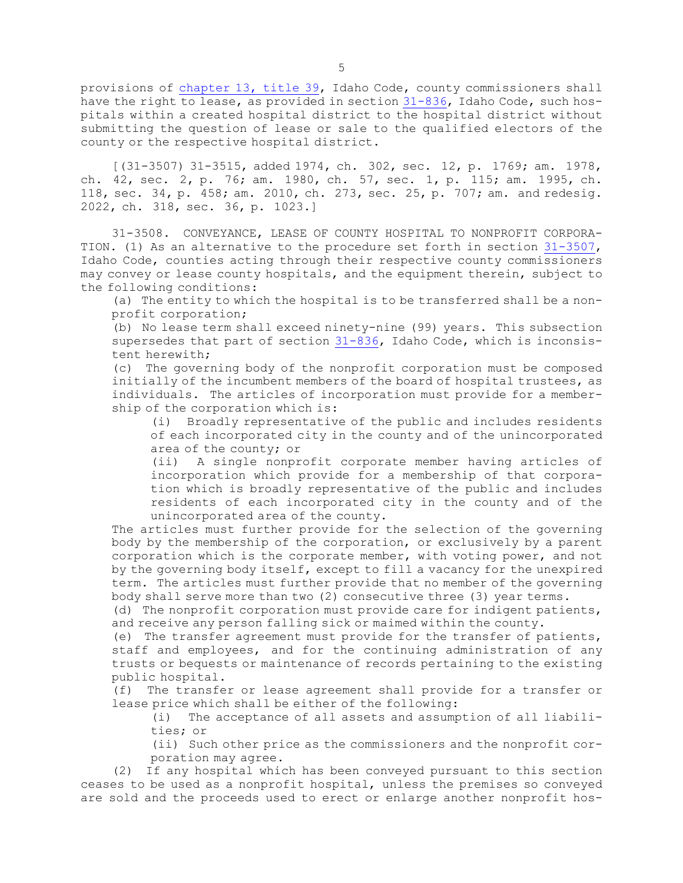provisions of chapter 13, title 39, Idaho Code, county commissioners shall have the right to lease, as provided in section 31-836, Idaho Code, such hospitals within a created hospital district to the hospital district without submitting the question of lease or sale to the qualified electors of the county or the respective hospital district.

[(31-3507) 31-3515, added 1974, ch. 302, sec. 12, p. 1769; am. 1978, ch. 42, sec. 2, p. 76; am. 1980, ch. 57, sec. 1, p. 115; am. 1995, ch. 118, sec. 34, p. 458; am. 2010, ch. 273, sec. 25, p. 707; am. and redesig. 2022, ch. 318, sec. 36, p. 1023.]

31-3508. CONVEYANCE, LEASE OF COUNTY HOSPITAL TO NONPROFIT CORPORATION. (1) As an alternative to the procedure set forth in section 31-3507, Idaho Code, counties acting through their respective county commissioners may convey or lease county hospitals, and the equipment therein, subject to the following conditions:

(a) The entity to which the hospital is to be transferred shall be a nonprofit corporation;

(b) No lease term shall exceed ninety-nine (99) years. This subsection supersedes that part of section 31-836, Idaho Code, which is inconsistent herewith;

(c) The governing body of the nonprofit corporation must be composed initially of the incumbent members of the board of hospital trustees, as individuals. The articles of incorporation must provide for a membership of the corporation which is:

(i) Broadly representative of the public and includes residents of each incorporated city in the county and of the unincorporated area of the county; or

(ii) A single nonprofit corporate member having articles of incorporation which provide for a membership of that corporation which is broadly representative of the public and includes residents of each incorporated city in the county and of the unincorporated area of the county.

The articles must further provide for the selection of the governing body by the membership of the corporation, or exclusively by a parent corporation which is the corporate member, with voting power, and not by the governing body itself, except to fill a vacancy for the unexpired term. The articles must further provide that no member of the governing body shall serve more than two (2) consecutive three (3) year terms.

(d) The nonprofit corporation must provide care for indigent patients, and receive any person falling sick or maimed within the county.

(e) The transfer agreement must provide for the transfer of patients, staff and employees, and for the continuing administration of any trusts or bequests or maintenance of records pertaining to the existing public hospital.

(f) The transfer or lease agreement shall provide for a transfer or lease price which shall be either of the following:

(i) The acceptance of all assets and assumption of all liabilities; or

(ii) Such other price as the commissioners and the nonprofit corporation may agree.

(2) If any hospital which has been conveyed pursuant to this section ceases to be used as a nonprofit hospital, unless the premises so conveyed are sold and the proceeds used to erect or enlarge another nonprofit hos-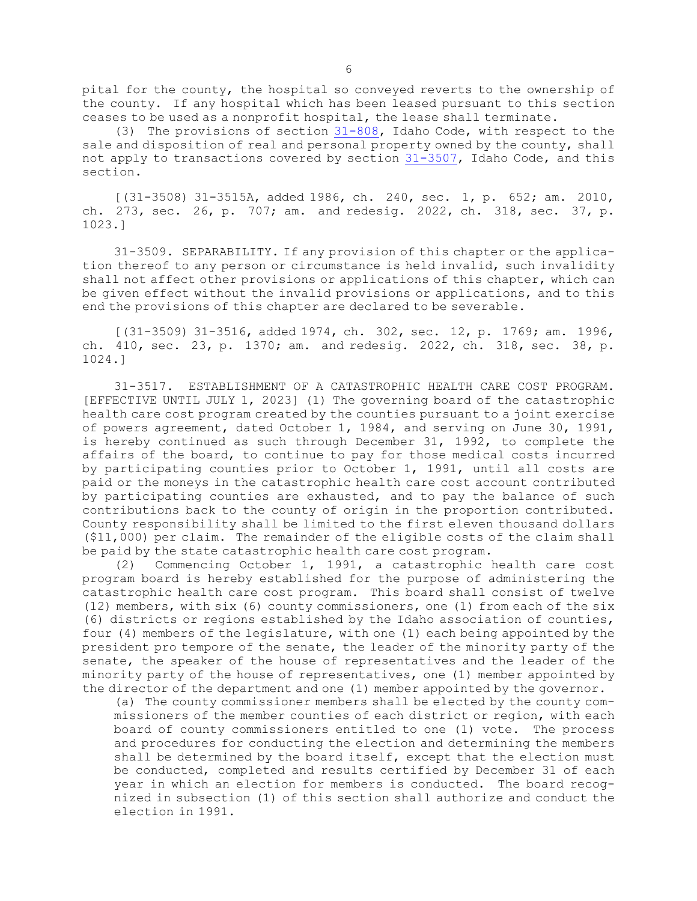pital for the county, the hospital so conveyed reverts to the ownership of the county. If any hospital which has been leased pursuant to this section ceases to be used as a nonprofit hospital, the lease shall terminate.

(3) The provisions of section 31-808, Idaho Code, with respect to the sale and disposition of real and personal property owned by the county, shall not apply to transactions covered by section 31-3507, Idaho Code, and this section.

[(31-3508) 31-3515A, added 1986, ch. 240, sec. 1, p. 652; am. 2010, ch. 273, sec. 26, p. 707; am. and redesig. 2022, ch. 318, sec. 37, p. 1023.]

31-3509. SEPARABILITY. If any provision of this chapter or the application thereof to any person or circumstance is held invalid, such invalidity shall not affect other provisions or applications of this chapter, which can be given effect without the invalid provisions or applications, and to this end the provisions of this chapter are declared to be severable.

[(31-3509) 31-3516, added 1974, ch. 302, sec. 12, p. 1769; am. 1996, ch. 410, sec. 23, p. 1370; am. and redesig. 2022, ch. 318, sec. 38, p. 1024.]

31-3517. ESTABLISHMENT OF A CATASTROPHIC HEALTH CARE COST PROGRAM. [EFFECTIVE UNTIL JULY 1, 2023] (1) The governing board of the catastrophic health care cost program created by the counties pursuant to a joint exercise of powers agreement, dated October 1, 1984, and serving on June 30, 1991, is hereby continued as such through December 31, 1992, to complete the affairs of the board, to continue to pay for those medical costs incurred by participating counties prior to October 1, 1991, until all costs are paid or the moneys in the catastrophic health care cost account contributed by participating counties are exhausted, and to pay the balance of such contributions back to the county of origin in the proportion contributed. County responsibility shall be limited to the first eleven thousand dollars ($11,000) per claim. The remainder of the eligible costs of the claim shall be paid by the state catastrophic health care cost program.

(2) Commencing October 1, 1991, a catastrophic health care cost program board is hereby established for the purpose of administering the catastrophic health care cost program. This board shall consist of twelve (12) members, with six (6) county commissioners, one (1) from each of the six (6) districts or regions established by the Idaho association of counties, four (4) members of the legislature, with one (1) each being appointed by the president pro tempore of the senate, the leader of the minority party of the senate, the speaker of the house of representatives and the leader of the minority party of the house of representatives, one (1) member appointed by the director of the department and one (1) member appointed by the governor.

(a) The county commissioner members shall be elected by the county commissioners of the member counties of each district or region, with each board of county commissioners entitled to one (1) vote. The process and procedures for conducting the election and determining the members shall be determined by the board itself, except that the election must be conducted, completed and results certified by December 31 of each year in which an election for members is conducted. The board recognized in subsection (1) of this section shall authorize and conduct the election in 1991.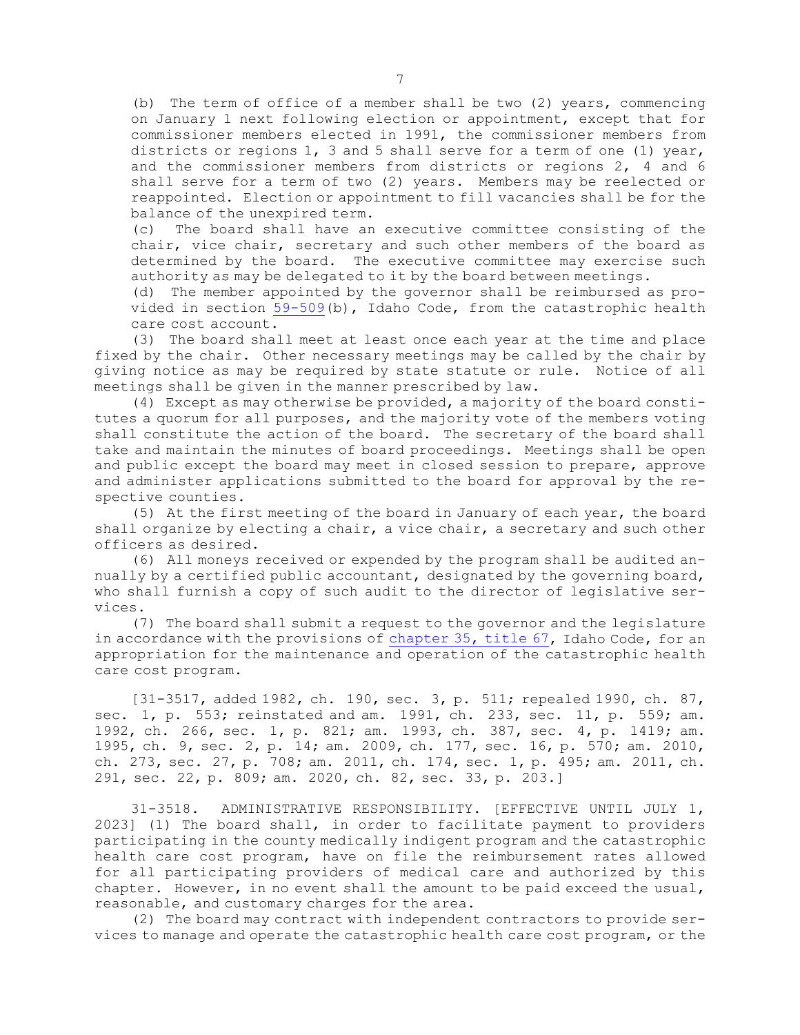(b) The term of office of a member shall be two (2) years, commencing on January 1 next following election or appointment, except that for commissioner members elected in 1991, the commissioner members from districts or regions 1, 3 and 5 shall serve for a term of one (1) year, and the commissioner members from districts or regions 2, 4 and 6 shall serve for a term of two (2) years. Members may be reelected or reappointed. Election or appointment to fill vacancies shall be for the balance of the unexpired term.

(c) The board shall have an executive committee consisting of the chair, vice chair, secretary and such other members of the board as determined by the board. The executive committee may exercise such authority as may be delegated to it by the board between meetings.

(d) The member appointed by the governor shall be reimbursed as provided in section 59-509(b), Idaho Code, from the catastrophic health care cost account.

(3) The board shall meet at least once each year at the time and place fixed by the chair. Other necessary meetings may be called by the chair by giving notice as may be required by state statute or rule. Notice of all meetings shall be given in the manner prescribed by law.

(4) Except as may otherwise be provided, a majority of the board constitutes a quorum for all purposes, and the majority vote of the members voting shall constitute the action of the board. The secretary of the board shall take and maintain the minutes of board proceedings. Meetings shall be open and public except the board may meet in closed session to prepare, approve and administer applications submitted to the board for approval by the respective counties.

(5) At the first meeting of the board in January of each year, the board shall organize by electing a chair, a vice chair, a secretary and such other officers as desired.

(6) All moneys received or expended by the program shall be audited annually by a certified public accountant, designated by the governing board, who shall furnish a copy of such audit to the director of legislative services.

(7) The board shall submit a request to the governor and the legislature in accordance with the provisions of chapter 35, title 67, Idaho Code, for an appropriation for the maintenance and operation of the catastrophic health care cost program.

[31-3517, added 1982, ch. 190, sec. 3, p. 511; repealed 1990, ch. 87, sec. 1, p. 553; reinstated and am. 1991, ch. 233, sec. 11, p. 559; am. 1992, ch. 266, sec. 1, p. 821; am. 1993, ch. 387, sec. 4, p. 1419; am. 1995, ch. 9, sec. 2, p. 14; am. 2009, ch. 177, sec. 16, p. 570; am. 2010, ch. 273, sec. 27, p. 708; am. 2011, ch. 174, sec. 1, p. 495; am. 2011, ch. 291, sec. 22, p. 809; am. 2020, ch. 82, sec. 33, p. 203.]

31-3518. ADMINISTRATIVE RESPONSIBILITY. [EFFECTIVE UNTIL JULY 1, 2023] (1) The board shall, in order to facilitate payment to providers participating in the county medically indigent program and the catastrophic health care cost program, have on file the reimbursement rates allowed for all participating providers of medical care and authorized by this chapter. However, in no event shall the amount to be paid exceed the usual, reasonable, and customary charges for the area.

(2) The board may contract with independent contractors to provide services to manage and operate the catastrophic health care cost program, or the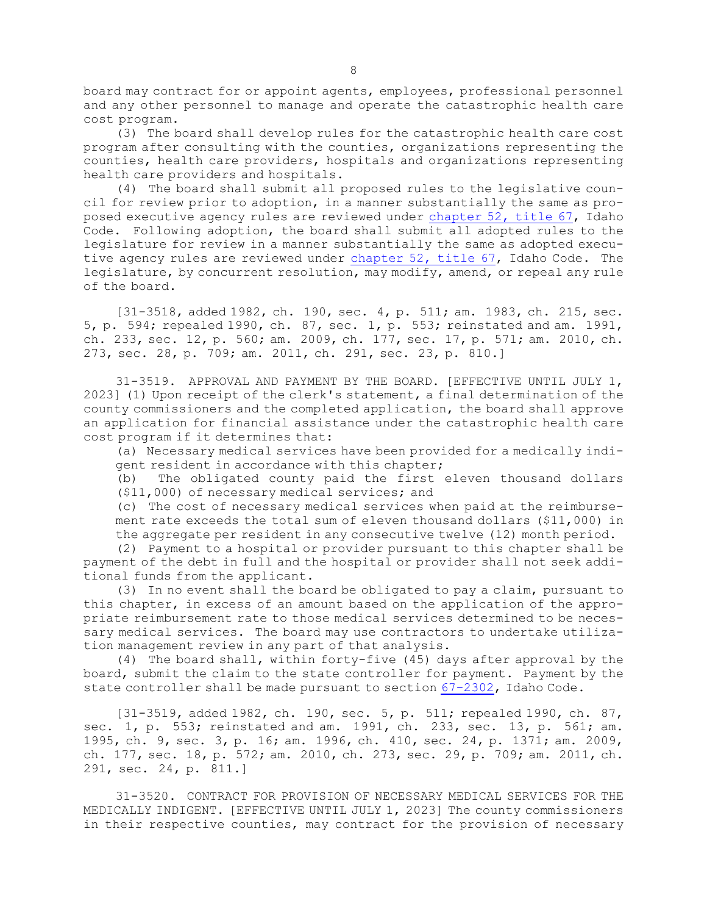board may contract for or appoint agents, employees, professional personnel and any other personnel to manage and operate the catastrophic health care cost program.

(3) The board shall develop rules for the catastrophic health care cost program after consulting with the counties, organizations representing the counties, health care providers, hospitals and organizations representing health care providers and hospitals.

(4) The board shall submit all proposed rules to the legislative council for review prior to adoption, in a manner substantially the same as proposed executive agency rules are reviewed under chapter 52, title 67, Idaho Code. Following adoption, the board shall submit all adopted rules to the legislature for review in a manner substantially the same as adopted executive agency rules are reviewed under chapter 52, title 67, Idaho Code. The legislature, by concurrent resolution, may modify, amend, or repeal any rule of the board.

[31-3518, added 1982, ch. 190, sec. 4, p. 511; am. 1983, ch. 215, sec. 5, p. 594; repealed 1990, ch. 87, sec. 1, p. 553; reinstated and am. 1991, ch. 233, sec. 12, p. 560; am. 2009, ch. 177, sec. 17, p. 571; am. 2010, ch. 273, sec. 28, p. 709; am. 2011, ch. 291, sec. 23, p. 810.]

31-3519. APPROVAL AND PAYMENT BY THE BOARD. [EFFECTIVE UNTIL JULY 1, 2023] (1) Upon receipt of the clerk's statement, a final determination of the county commissioners and the completed application, the board shall approve an application for financial assistance under the catastrophic health care cost program if it determines that:

(a) Necessary medical services have been provided for a medically indigent resident in accordance with this chapter;

(b) The obligated county paid the first eleven thousand dollars ($11,000) of necessary medical services; and

(c) The cost of necessary medical services when paid at the reimbursement rate exceeds the total sum of eleven thousand dollars ($11,000) in the aggregate per resident in any consecutive twelve (12) month period.

(2) Payment to a hospital or provider pursuant to this chapter shall be payment of the debt in full and the hospital or provider shall not seek additional funds from the applicant.

(3) In no event shall the board be obligated to pay a claim, pursuant to this chapter, in excess of an amount based on the application of the appropriate reimbursement rate to those medical services determined to be necessary medical services. The board may use contractors to undertake utilization management review in any part of that analysis.

(4) The board shall, within forty-five (45) days after approval by the board, submit the claim to the state controller for payment. Payment by the state controller shall be made pursuant to section 67-2302, Idaho Code.

[31-3519, added 1982, ch. 190, sec. 5, p. 511; repealed 1990, ch. 87, sec. 1, p. 553; reinstated and am. 1991, ch. 233, sec. 13, p. 561; am. 1995, ch. 9, sec. 3, p. 16; am. 1996, ch. 410, sec. 24, p. 1371; am. 2009, ch. 177, sec. 18, p. 572; am. 2010, ch. 273, sec. 29, p. 709; am. 2011, ch. 291, sec. 24, p. 811.]

31-3520. CONTRACT FOR PROVISION OF NECESSARY MEDICAL SERVICES FOR THE MEDICALLY INDIGENT. [EFFECTIVE UNTIL JULY 1, 2023] The county commissioners in their respective counties, may contract for the provision of necessary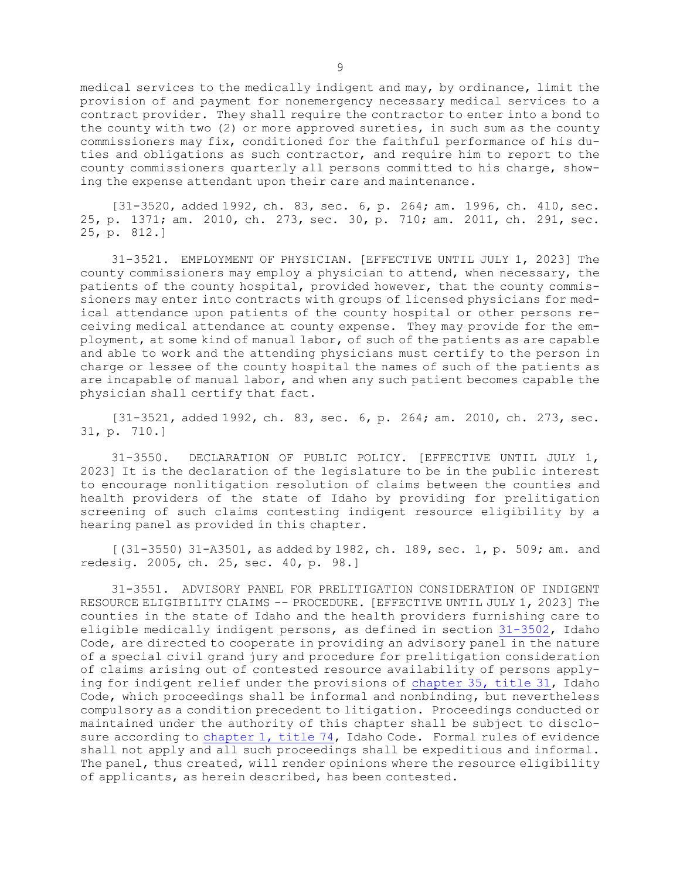medical services to the medically indigent and may, by ordinance, limit the provision of and payment for nonemergency necessary medical services to a contract provider. They shall require the contractor to enter into a bond to the county with two (2) or more approved sureties, in such sum as the county commissioners may fix, conditioned for the faithful performance of his duties and obligations as such contractor, and require him to report to the county commissioners quarterly all persons committed to his charge, showing the expense attendant upon their care and maintenance.

[31-3520, added 1992, ch. 83, sec. 6, p. 264; am. 1996, ch. 410, sec. 25, p. 1371; am. 2010, ch. 273, sec. 30, p. 710; am. 2011, ch. 291, sec. 25, p. 812.]

31-3521. EMPLOYMENT OF PHYSICIAN. [EFFECTIVE UNTIL JULY 1, 2023] The county commissioners may employ a physician to attend, when necessary, the patients of the county hospital, provided however, that the county commissioners may enter into contracts with groups of licensed physicians for medical attendance upon patients of the county hospital or other persons receiving medical attendance at county expense. They may provide for the employment, at some kind of manual labor, of such of the patients as are capable and able to work and the attending physicians must certify to the person in charge or lessee of the county hospital the names of such of the patients as are incapable of manual labor, and when any such patient becomes capable the physician shall certify that fact.

[31-3521, added 1992, ch. 83, sec. 6, p. 264; am. 2010, ch. 273, sec. 31, p. 710.]

31-3550. DECLARATION OF PUBLIC POLICY. [EFFECTIVE UNTIL JULY 1, 2023] It is the declaration of the legislature to be in the public interest to encourage nonlitigation resolution of claims between the counties and health providers of the state of Idaho by providing for prelitigation screening of such claims contesting indigent resource eligibility by a hearing panel as provided in this chapter.

[(31-3550) 31-A3501, as added by 1982, ch. 189, sec. 1, p. 509; am. and redesig. 2005, ch. 25, sec. 40, p. 98.]

31-3551. ADVISORY PANEL FOR PRELITIGATION CONSIDERATION OF INDIGENT RESOURCE ELIGIBILITY CLAIMS -- PROCEDURE. [EFFECTIVE UNTIL JULY 1, 2023] The counties in the state of Idaho and the health providers furnishing care to eligible medically indigent persons, as defined in section 31-3502, Idaho Code, are directed to cooperate in providing an advisory panel in the nature of a special civil grand jury and procedure for prelitigation consideration of claims arising out of contested resource availability of persons applying for indigent relief under the provisions of chapter 35, title 31, Idaho Code, which proceedings shall be informal and nonbinding, but nevertheless compulsory as a condition precedent to litigation. Proceedings conducted or maintained under the authority of this chapter shall be subject to disclosure according to chapter 1, title 74, Idaho Code. Formal rules of evidence shall not apply and all such proceedings shall be expeditious and informal. The panel, thus created, will render opinions where the resource eligibility of applicants, as herein described, has been contested.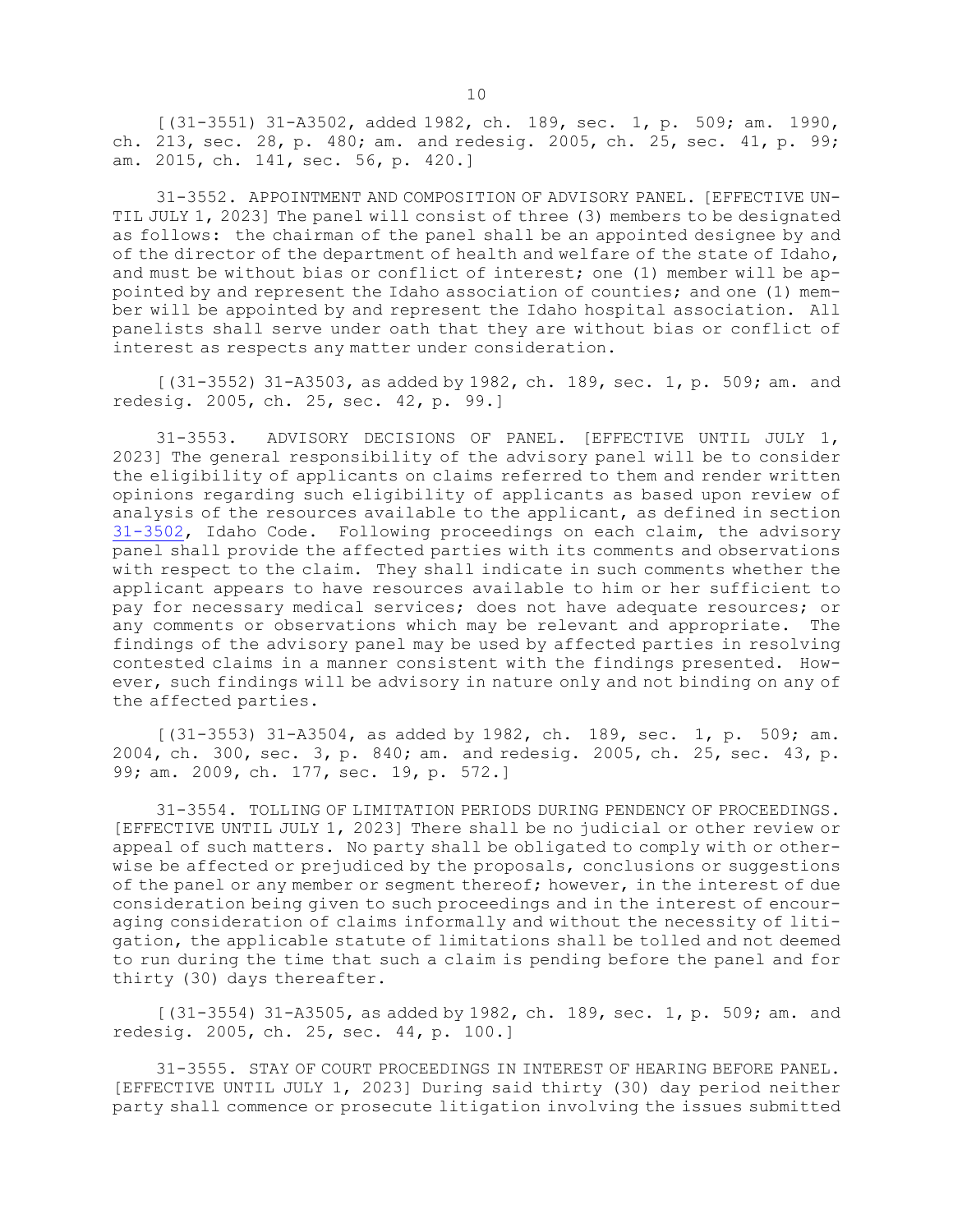[(31-3551) 31-A3502, added 1982, ch. 189, sec. 1, p. 509; am. 1990, ch. 213, sec. 28, p. 480; am. and redesig. 2005, ch. 25, sec. 41, p. 99; am. 2015, ch. 141, sec. 56, p. 420.]

31-3552. APPOINTMENT AND COMPOSITION OF ADVISORY PANEL. [EFFECTIVE UNTIL JULY 1, 2023] The panel will consist of three (3) members to be designated as follows: the chairman of the panel shall be an appointed designee by and of the director of the department of health and welfare of the state of Idaho, and must be without bias or conflict of interest; one (1) member will be appointed by and represent the Idaho association of counties; and one (1) member will be appointed by and represent the Idaho hospital association. All panelists shall serve under oath that they are without bias or conflict of interest as respects any matter under consideration.

[(31-3552) 31-A3503, as added by 1982, ch. 189, sec. 1, p. 509; am. and redesig. 2005, ch. 25, sec. 42, p. 99.]

31-3553. ADVISORY DECISIONS OF PANEL. [EFFECTIVE UNTIL JULY 1, 2023] The general responsibility of the advisory panel will be to consider the eligibility of applicants on claims referred to them and render written opinions regarding such eligibility of applicants as based upon review of analysis of the resources available to the applicant, as defined in section 31-3502, Idaho Code. Following proceedings on each claim, the advisory panel shall provide the affected parties with its comments and observations with respect to the claim. They shall indicate in such comments whether the applicant appears to have resources available to him or her sufficient to pay for necessary medical services; does not have adequate resources; or any comments or observations which may be relevant and appropriate. The findings of the advisory panel may be used by affected parties in resolving contested claims in a manner consistent with the findings presented. However, such findings will be advisory in nature only and not binding on any of the affected parties.

[(31-3553) 31-A3504, as added by 1982, ch. 189, sec. 1, p. 509; am. 2004, ch. 300, sec. 3, p. 840; am. and redesig. 2005, ch. 25, sec. 43, p. 99; am. 2009, ch. 177, sec. 19, p. 572.]

31-3554. TOLLING OF LIMITATION PERIODS DURING PENDENCY OF PROCEEDINGS. [EFFECTIVE UNTIL JULY 1, 2023] There shall be no judicial or other review or appeal of such matters. No party shall be obligated to comply with or otherwise be affected or prejudiced by the proposals, conclusions or suggestions of the panel or any member or segment thereof; however, in the interest of due consideration being given to such proceedings and in the interest of encouraging consideration of claims informally and without the necessity of litigation, the applicable statute of limitations shall be tolled and not deemed to run during the time that such a claim is pending before the panel and for thirty (30) days thereafter.

[(31-3554) 31-A3505, as added by 1982, ch. 189, sec. 1, p. 509; am. and redesig. 2005, ch. 25, sec. 44, p. 100.]

31-3555. STAY OF COURT PROCEEDINGS IN INTEREST OF HEARING BEFORE PANEL. [EFFECTIVE UNTIL JULY 1, 2023] During said thirty (30) day period neither party shall commence or prosecute litigation involving the issues submitted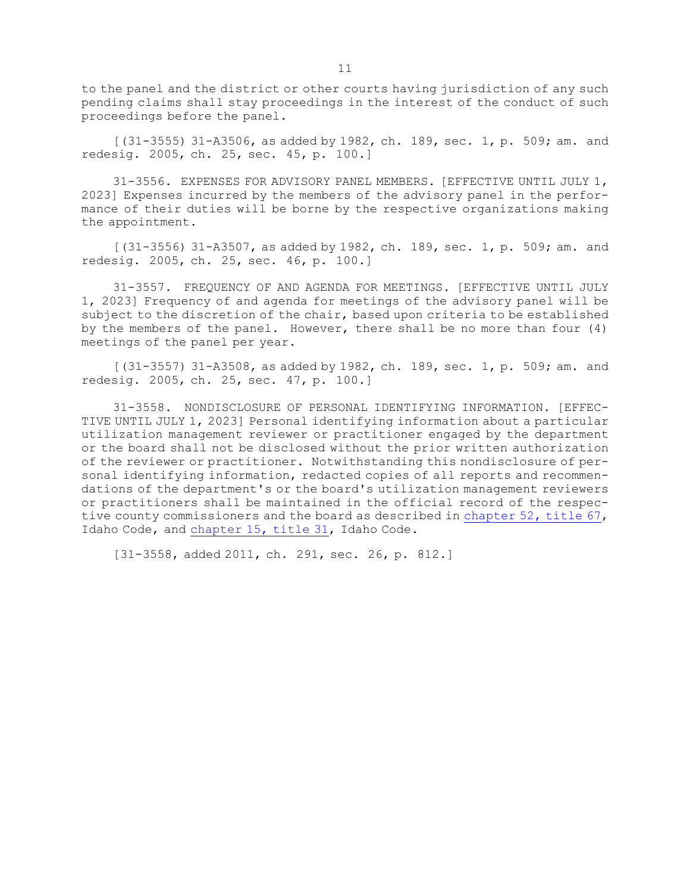to the panel and the district or other courts having jurisdiction of any such pending claims shall stay proceedings in the interest of the conduct of such proceedings before the panel.

[(31-3555) 31-A3506, as added by 1982, ch. 189, sec. 1, p. 509; am. and redesig. 2005, ch. 25, sec. 45, p. 100.]

31-3556. EXPENSES FOR ADVISORY PANEL MEMBERS. [EFFECTIVE UNTIL JULY 1, 2023] Expenses incurred by the members of the advisory panel in the performance of their duties will be borne by the respective organizations making the appointment.

[(31-3556) 31-A3507, as added by 1982, ch. 189, sec. 1, p. 509; am. and redesig. 2005, ch. 25, sec. 46, p. 100.]

31-3557. FREQUENCY OF AND AGENDA FOR MEETINGS. [EFFECTIVE UNTIL JULY 1, 2023] Frequency of and agenda for meetings of the advisory panel will be subject to the discretion of the chair, based upon criteria to be established by the members of the panel. However, there shall be no more than four (4) meetings of the panel per year.

[(31-3557) 31-A3508, as added by 1982, ch. 189, sec. 1, p. 509; am. and redesig. 2005, ch. 25, sec. 47, p. 100.]

31-3558. NONDISCLOSURE OF PERSONAL IDENTIFYING INFORMATION. [EFFECTIVE UNTIL JULY 1, 2023] Personal identifying information about a particular utilization management reviewer or practitioner engaged by the department or the board shall not be disclosed without the prior written authorization of the reviewer or practitioner. Notwithstanding this nondisclosure of personal identifying information, redacted copies of all reports and recommendations of the department's or the board's utilization management reviewers or practitioners shall be maintained in the official record of the respective county commissioners and the board as described in chapter 52, title 67, Idaho Code, and chapter 15, title 31, Idaho Code.

[31-3558, added 2011, ch. 291, sec. 26, p. 812.]